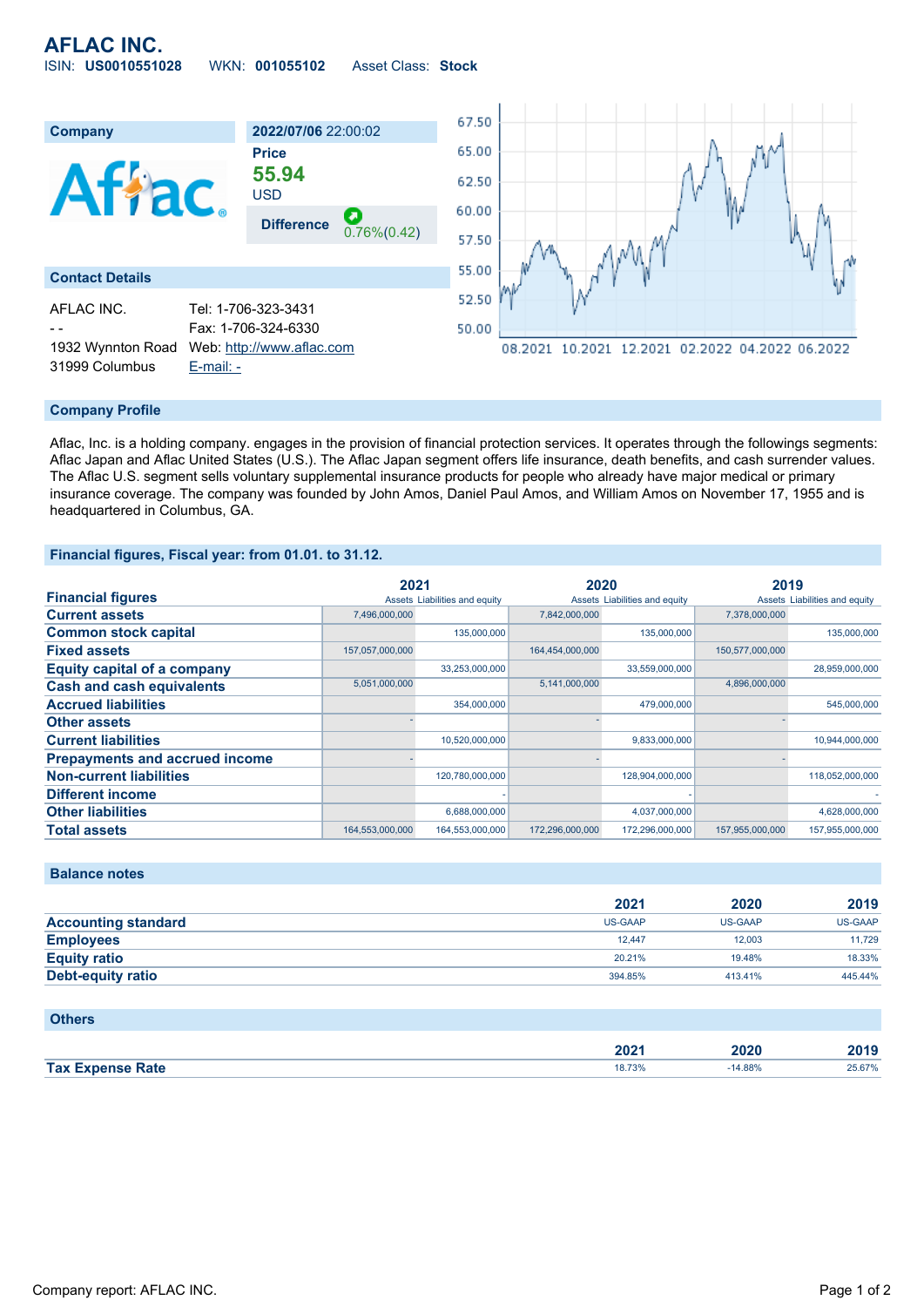# AFLAC INC.

ISIN: **US0010551028** WKN: **001055102** Asset Class: **Stock**

| Company | 2022/07/06 22:00:02 |
|---|---|
| | **Price** |
| | **55.94** USD |
| | **Difference** 0.76%(0.42) |

## Contact Details

| | |
|---|---|
| AFLAC INC. | Tel: 1-706-323-3431 |
| - - | Fax: 1-706-324-6330 |
| 1932 Wynnton Road | Web: http://www.aflac.com |
| 31999 Columbus | E-mail: - |

## Company Profile

Aflac, Inc. is a holding company. engages in the provision of financial protection services. It operates through the followings segments: Aflac Japan and Aflac United States (U.S.). The Aflac Japan segment offers life insurance, death benefits, and cash surrender values. The Aflac U.S. segment sells voluntary supplemental insurance products for people who already have major medical or primary insurance coverage. The company was founded by John Amos, Daniel Paul Amos, and William Amos on November 17, 1955 and is headquartered in Columbus, GA.

## Financial figures, Fiscal year: from 01.01. to 31.12.

| Financial figures | 2021 | | 2020 | | 2019 | |
|---|---|---|---|---|---|---|
| | Assets | Liabilities and equity | Assets | Liabilities and equity | Assets | Liabilities and equity |
| **Current assets** | 7,496,000,000 | | 7,842,000,000 | | 7,378,000,000 | |
| **Common stock capital** | | 135,000,000 | | 135,000,000 | | 135,000,000 |
| **Fixed assets** | 157,057,000,000 | | 164,454,000,000 | | 150,577,000,000 | |
| **Equity capital of a company** | | 33,253,000,000 | | 33,559,000,000 | | 28,959,000,000 |
| **Cash and cash equivalents** | 5,051,000,000 | | 5,141,000,000 | | 4,896,000,000 | |
| **Accrued liabilities** | | 354,000,000 | | 479,000,000 | | 545,000,000 |
| **Other assets** | - | | - | | - | |
| **Current liabilities** | | 10,520,000,000 | | 9,833,000,000 | | 10,944,000,000 |
| **Prepayments and accrued income** | - | | - | | - | |
| **Non-current liabilities** | | 120,780,000,000 | | 128,904,000,000 | | 118,052,000,000 |
| **Different income** | | - | | - | | - |
| **Other liabilities** | | 6,688,000,000 | | 4,037,000,000 | | 4,628,000,000 |
| **Total assets** | 164,553,000,000 | 164,553,000,000 | 172,296,000,000 | 172,296,000,000 | 157,955,000,000 | 157,955,000,000 |

## Balance notes

| | 2021 | 2020 | 2019 |
|---|---|---|---|
| **Accounting standard** | US-GAAP | US-GAAP | US-GAAP |
| **Employees** | 12,447 | 12,003 | 11,729 |
| **Equity ratio** | 20.21% | 19.48% | 18.33% |
| **Debt-equity ratio** | 394.85% | 413.41% | 445.44% |

## Others

| | 2021 | 2020 | 2019 |
|---|---|---|---|
| **Tax Expense Rate** | 18.73% | -14.88% | 25.67% |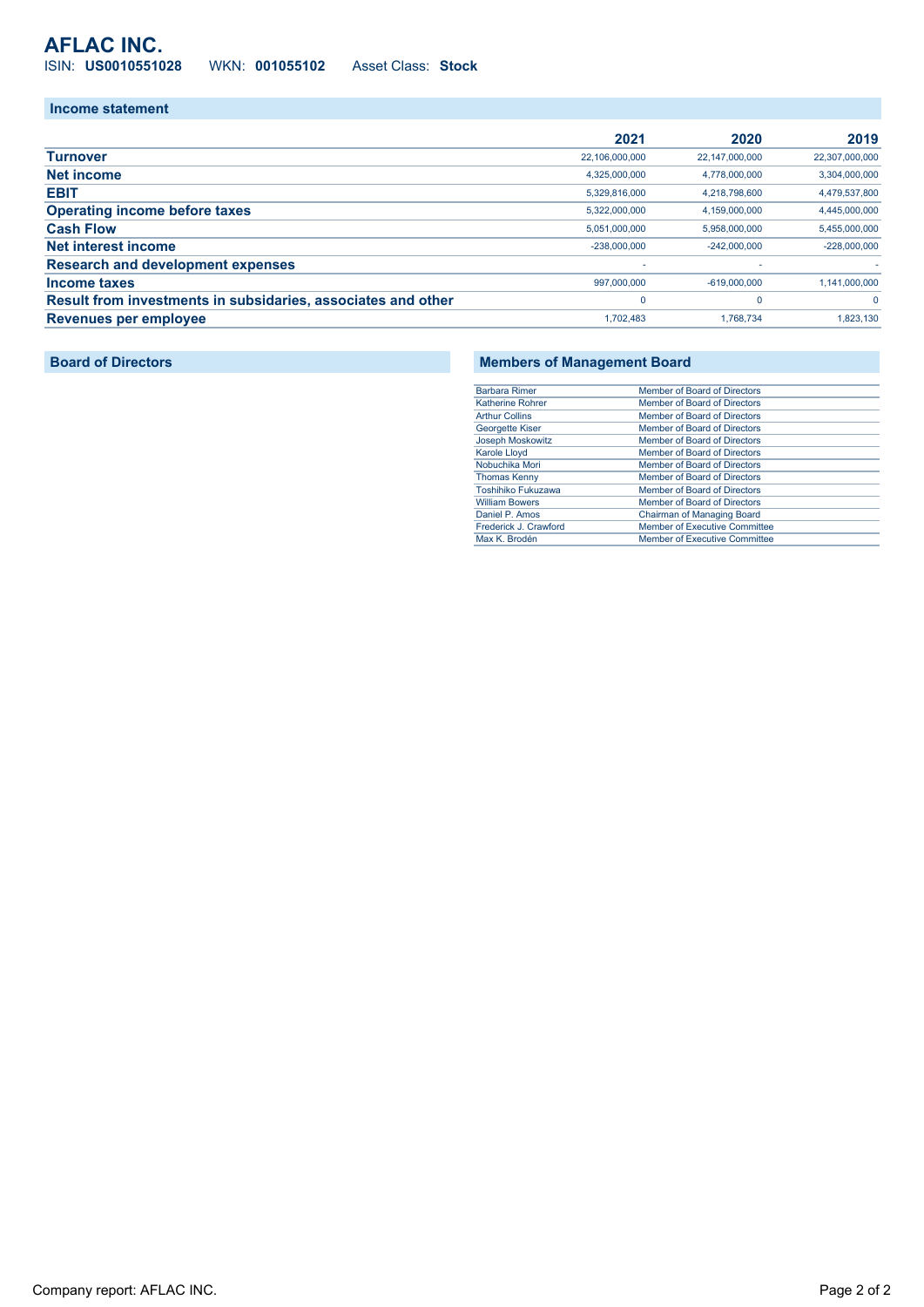# AFLAC INC.

ISIN: **US0010551028** WKN: **001055102** Asset Class: **Stock**

## Income statement

| | 2021 | 2020 | 2019 |
|---|---|---|---|
| **Turnover** | 22,106,000,000 | 22,147,000,000 | 22,307,000,000 |
| **Net income** | 4,325,000,000 | 4,778,000,000 | 3,304,000,000 |
| **EBIT** | 5,329,816,000 | 4,218,798,600 | 4,479,537,800 |
| **Operating income before taxes** | 5,322,000,000 | 4,159,000,000 | 4,445,000,000 |
| **Cash Flow** | 5,051,000,000 | 5,958,000,000 | 5,455,000,000 |
| **Net interest income** | -238,000,000 | -242,000,000 | -228,000,000 |
| **Research and development expenses** | - | - | - |
| **Income taxes** | 997,000,000 | -619,000,000 | 1,141,000,000 |
| **Result from investments in subsidaries, associates and other** | 0 | 0 | 0 |
| **Revenues per employee** | 1,702,483 | 1,768,734 | 1,823,130 |

## Board of Directors

## Members of Management Board

| | |
|---|---|
| Barbara Rimer | Member of Board of Directors |
| Katherine Rohrer | Member of Board of Directors |
| Arthur Collins | Member of Board of Directors |
| Georgette Kiser | Member of Board of Directors |
| Joseph Moskowitz | Member of Board of Directors |
| Karole Lloyd | Member of Board of Directors |
| Nobuchika Mori | Member of Board of Directors |
| Thomas Kenny | Member of Board of Directors |
| Toshihiko Fukuzawa | Member of Board of Directors |
| William Bowers | Member of Board of Directors |
| Daniel P. Amos | Chairman of Managing Board |
| Frederick J. Crawford | Member of Executive Committee |
| Max K. Brodén | Member of Executive Committee |

Company report: AFLAC INC.